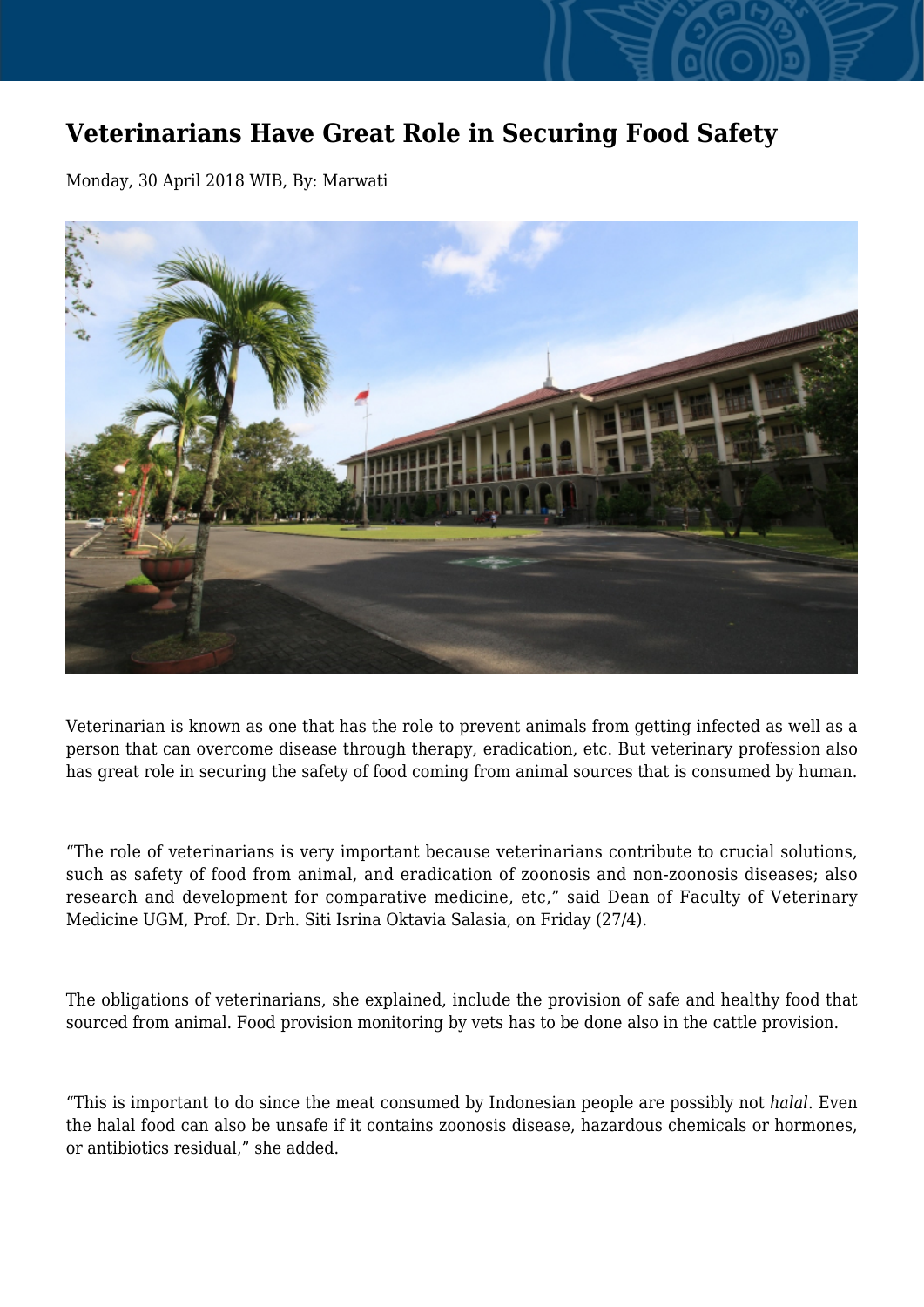# Veterinarians Have Great Role in Securing Food Safety

Monday, 30 April 2018 WIB, By: Marwati

Veterinarian is known as one that has the role to prevent animals from getting infected as well as a person that can overcome disease through therapy, eradication, etc. But veterinary profession also has great role in securing the safety of food coming from animal sources that is consumed by human.

“The role of veterinarians is very important because veterinarians contribute to crucial solutions, such as safety of food from animal, and eradication of zoonosis and non-zoonosis diseases; also research and development for comparative medicine, etc,” said Dean of Faculty of Veterinary Medicine UGM, Prof. Dr. Drh. Siti Isrina Oktavia Salasia, on Friday (27/4).

The obligations of veterinarians, she explained, include the provision of safe and healthy food that sourced from animal. Food provision monitoring by vets has to be done also in the cattle provision.

“This is important to do since the meat consumed by Indonesian people are possibly not *halal*. Even the halal food can also be unsafe if it contains zoonosis disease, hazardous chemicals or hormones, or antibiotics residual,” she added.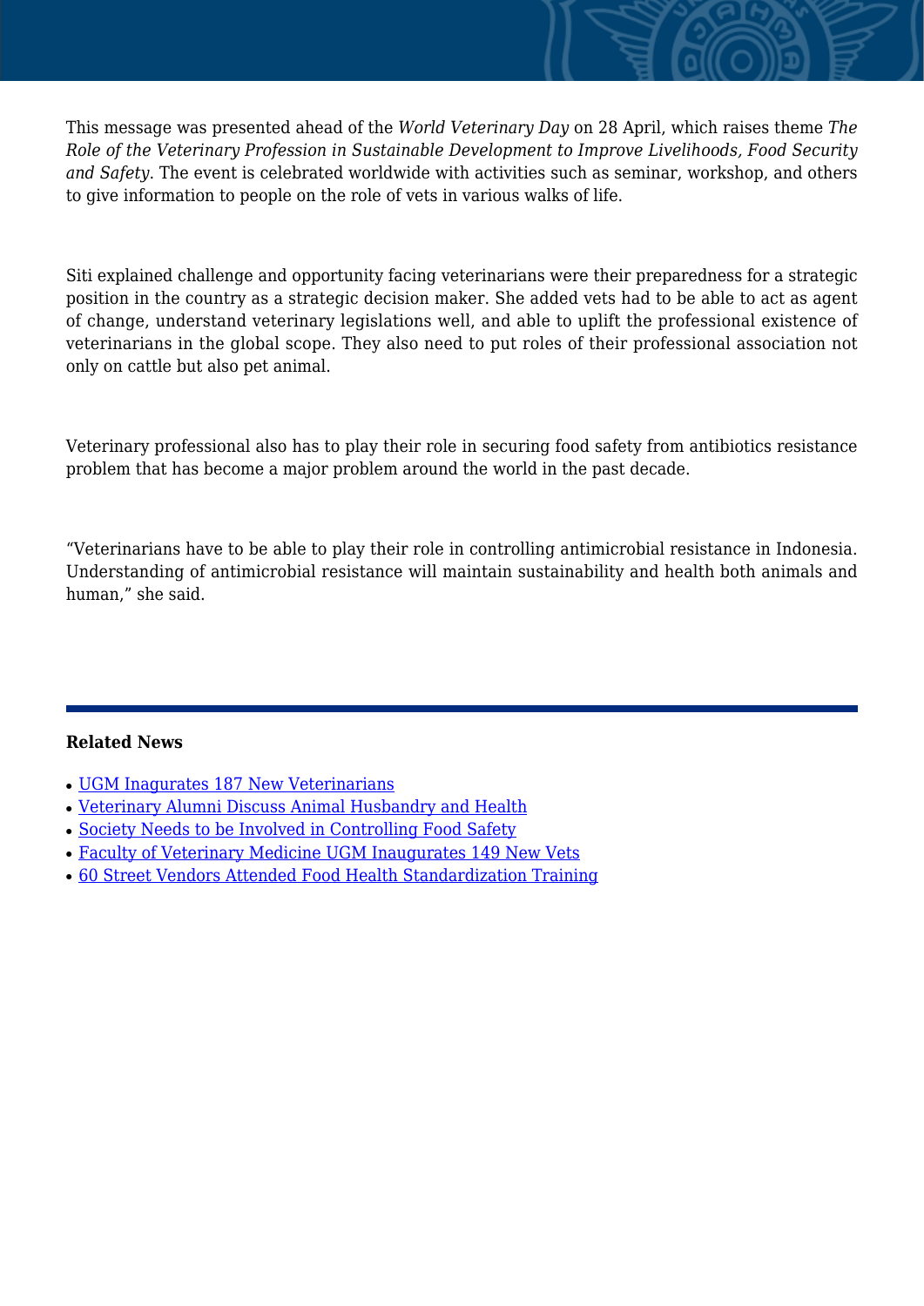This message was presented ahead of the *World Veterinary Day* on 28 April, which raises theme *The Role of the Veterinary Profession in Sustainable Development to Improve Livelihoods, Food Security and Safety*. The event is celebrated worldwide with activities such as seminar, workshop, and others to give information to people on the role of vets in various walks of life.

Siti explained challenge and opportunity facing veterinarians were their preparedness for a strategic position in the country as a strategic decision maker. She added vets had to be able to act as agent of change, understand veterinary legislations well, and able to uplift the professional existence of veterinarians in the global scope. They also need to put roles of their professional association not only on cattle but also pet animal.

Veterinary professional also has to play their role in securing food safety from antibiotics resistance problem that has become a major problem around the world in the past decade.

"Veterinarians have to be able to play their role in controlling antimicrobial resistance in Indonesia. Understanding of antimicrobial resistance will maintain sustainability and health both animals and human," she said.

---

**Related News**

- UGM Inagurates 187 New Veterinarians
- Veterinary Alumni Discuss Animal Husbandry and Health
- Society Needs to be Involved in Controlling Food Safety
- Faculty of Veterinary Medicine UGM Inaugurates 149 New Vets
- 60 Street Vendors Attended Food Health Standardization Training